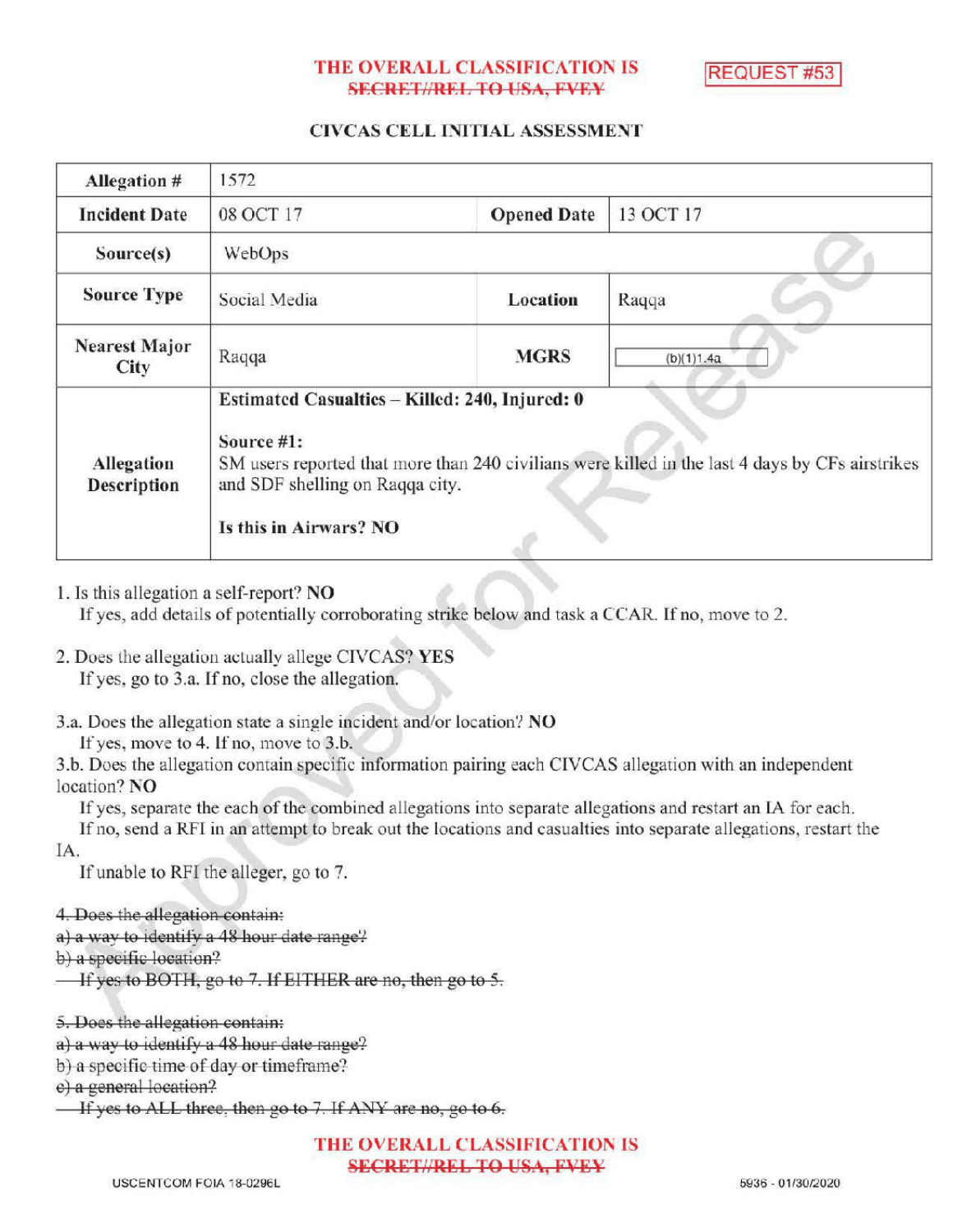THE OVERALL CLASSIFICATION IS ~~SECRET//REL TO USA, FVEY~~

REQUEST #53

## CIVCAS CELL INITIAL ASSESSMENT

| Allegation # | 1572 | | |
|---|---|---|---|
| Incident Date | 08 OCT 17 | Opened Date | 13 OCT 17 |
| Source(s) | WebOps | | |
| Source Type | Social Media | Location | Raqqa |
| Nearest Major City | Raqqa | MGRS | (b)(1)1.4a |
| Allegation Description | **Estimated Casualties – Killed: 240, Injured: 0**<br><br>**Source #1:**<br>SM users reported that more than 240 civilians were killed in the last 4 days by CFs airstrikes and SDF shelling on Raqqa city.<br><br>**Is this in Airwars? NO** | | |

1. Is this allegation a self-report? **NO**
   If yes, add details of potentially corroborating strike below and task a CCAR. If no, move to 2.

2. Does the allegation actually allege CIVCAS? **YES**
   If yes, go to 3.a. If no, close the allegation.

3.a. Does the allegation state a single incident and/or location? **NO**
   If yes, move to 4. If no, move to 3.b.

3.b. Does the allegation contain specific information pairing each CIVCAS allegation with an independent location? **NO**
   If yes, separate the each of the combined allegations into separate allegations and restart an IA for each.
   If no, send a RFI in an attempt to break out the locations and casualties into separate allegations, restart the IA.
   If unable to RFI the alleger, go to 7.

~~4. Does the allegation contain:~~
~~a) a way to identify a 48 hour date range?~~
~~b) a specific location?~~
~~If yes to BOTH, go to 7. If EITHER are no, then go to 5.~~

~~5. Does the allegation contain:~~
~~a) a way to identify a 48 hour date range?~~
~~b) a specific time of day or timeframe?~~
~~c) a general location?~~
~~If yes to ALL three, then go to 7. If ANY are no, go to 6.~~

THE OVERALL CLASSIFICATION IS ~~SECRET//REL TO USA, FVEY~~

USCENTCOM FOIA 18-0296L

5936 - 01/30/2020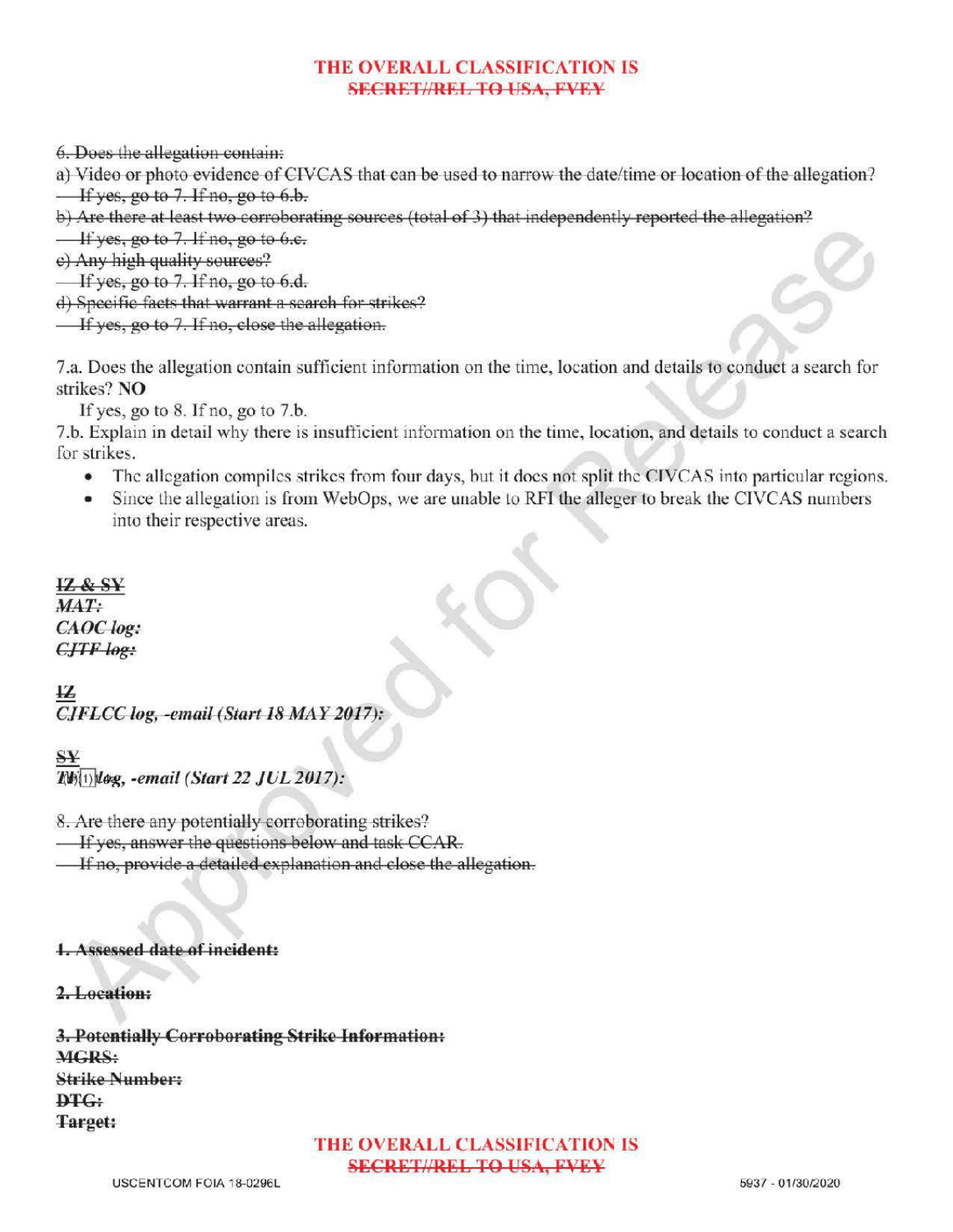THE OVERALL CLASSIFICATION IS
~~SECRET//REL TO USA, FVEY~~

~~6. Does the allegation contain:~~

~~a) Video or photo evidence of CIVCAS that can be used to narrow the date/time or location of the allegation?~~
~~If yes, go to 7. If no, go to 6.b.~~

~~b) Are there at least two corroborating sources (total of 3) that independently reported the allegation?~~
~~If yes, go to 7. If no, go to 6.c.~~

~~c) Any high quality sources?~~
~~If yes, go to 7. If no, go to 6.d.~~

~~d) Specific facts that warrant a search for strikes?~~
~~If yes, go to 7. If no, close the allegation.~~

7.a. Does the allegation contain sufficient information on the time, location and details to conduct a search for strikes? **NO**

If yes, go to 8. If no, go to 7.b.

7.b. Explain in detail why there is insufficient information on the time, location, and details to conduct a search for strikes.

- The allegation compiles strikes from four days, but it does not split the CIVCAS into particular regions.
- Since the allegation is from WebOps, we are unable to RFI the alleger to break the CIVCAS numbers into their respective areas.

~~IZ & SY~~
~~*MAT:*~~
~~*CAOC log:*~~
~~*CJTF log:*~~

~~IZ~~
~~*CJFLCC log, -email (Start 18 MAY 2017):*~~

~~SY~~
~~*T(b)(1) log, -email (Start 22 JUL 2017):*~~

~~8. Are there any potentially corroborating strikes?~~
~~If yes, answer the questions below and task CCAR.~~
~~If no, provide a detailed explanation and close the allegation.~~

~~**1. Assessed date of incident:**~~

~~**2. Location:**~~

~~**3. Potentially Corroborating Strike Information:**~~
~~**MGRS:**~~
~~**Strike Number:**~~
~~**DTG:**~~
~~**Target:**~~

THE OVERALL CLASSIFICATION IS
~~SECRET//REL TO USA, FVEY~~

USCENTCOM FOIA 18-0296L

5937 - 01/30/2020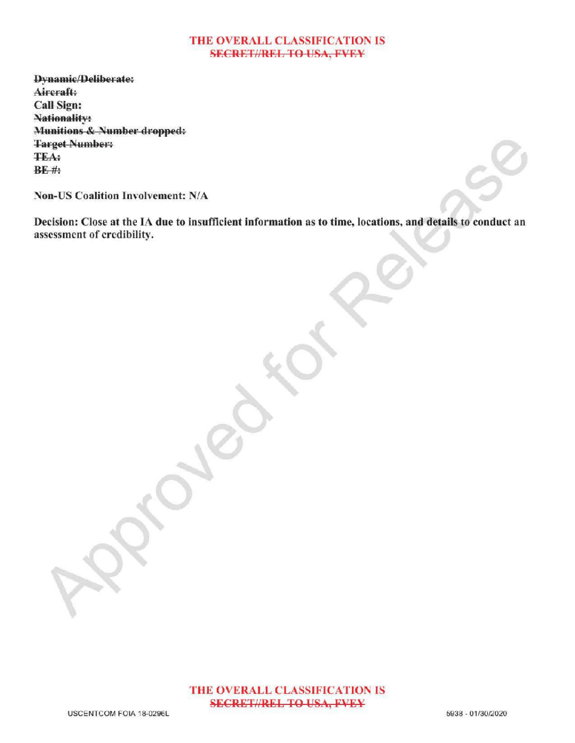**THE OVERALL CLASSIFICATION IS**
~~**SECRET//REL TO USA, FVEY**~~

~~**Dynamic/Deliberate:**~~
~~**Aircraft:**~~
**Call Sign:**
~~**Nationality:**~~
~~**Munitions & Number dropped:**~~
~~**Target Number:**~~
~~**TEA:**~~
~~**BE #:**~~

**Non-US Coalition Involvement: N/A**

**Decision:** Close at the IA **due to insufficient information as to time, locations, and details to conduct** an assessment of credibility.

**THE OVERALL CLASSIFICATION IS**
~~**SECRET//REL TO USA, FVEY**~~

USCENTCOM FOIA 18-0296L

5938 - 01/30/2020